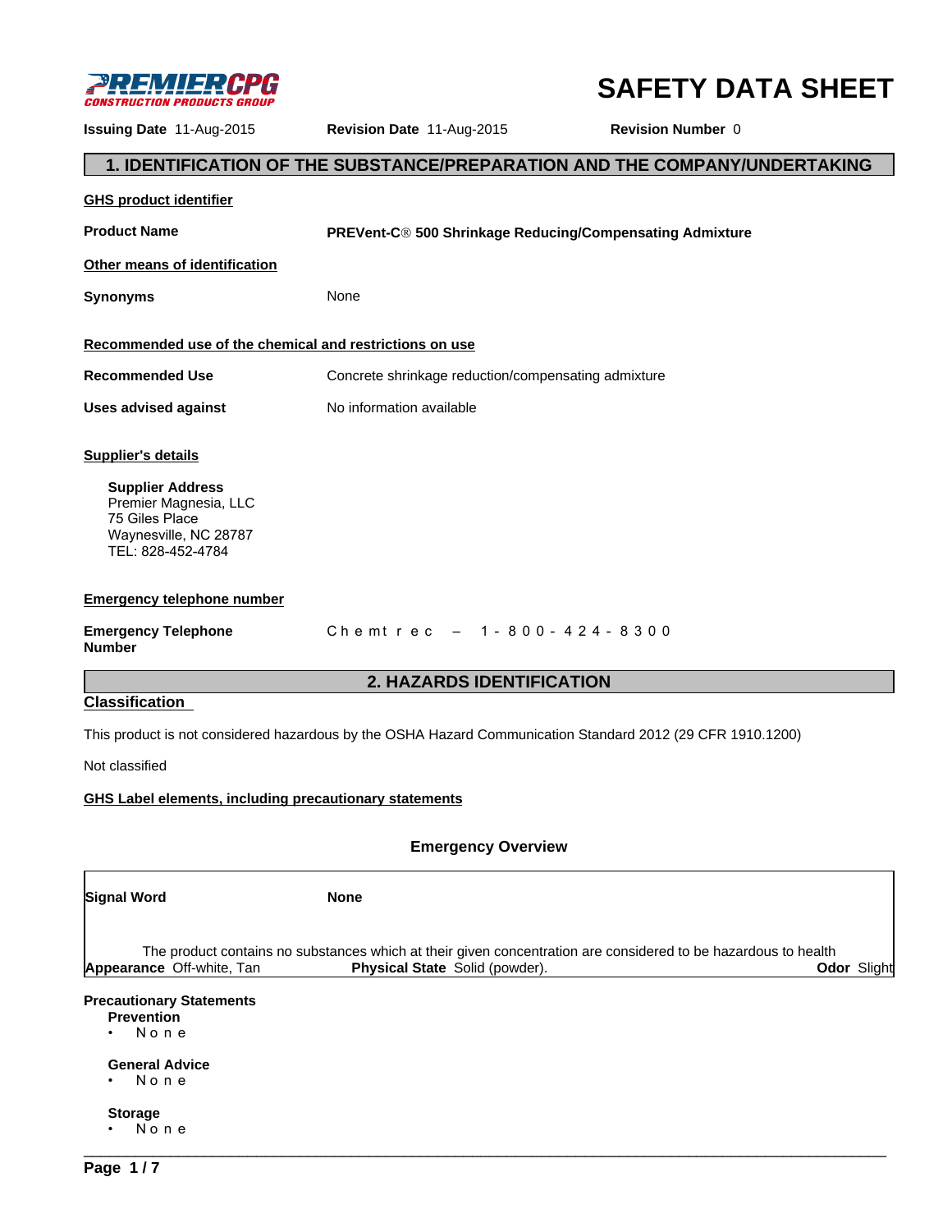PREMIERCPG CONSTRUCTION PRODUCTS GROUP

# SAFETY DATA SHEET

**Issuing Date** 11-Aug-2015 **Revision Date** 11-Aug-2015 **Revision Number** 0

## 1. IDENTIFICATION OF THE SUBSTANCE/PREPARATION AND THE COMPANY/UNDERTAKING

**GHS product identifier**

**Product Name** **PREVent-C® 500 Shrinkage Reducing/Compensating Admixture**

**Other means of identification**

**Synonyms** None

**Recommended use of the chemical and restrictions on use**

**Recommended Use** Concrete shrinkage reduction/compensating admixture

**Uses advised against** No information available

**Supplier's details**

**Supplier Address**
Premier Magnesia, LLC
75 Giles Place
Waynesville, NC 28787
TEL: 828-452-4784

**Emergency telephone number**

**Emergency Telephone Number** Chemtrec – 1-800-424-8300

## 2. HAZARDS IDENTIFICATION

**Classification**

This product is not considered hazardous by the OSHA Hazard Communication Standard 2012 (29 CFR 1910.1200)

Not classified

**GHS Label elements, including precautionary statements**

### Emergency Overview

**Signal Word** **None**

The product contains no substances which at their given concentration are considered to be hazardous to health

**Appearance** Off-white, Tan **Physical State** Solid (powder). **Odor** Slight

**Precautionary Statements**

**Prevention**
- None

**General Advice**
- None

**Storage**
- None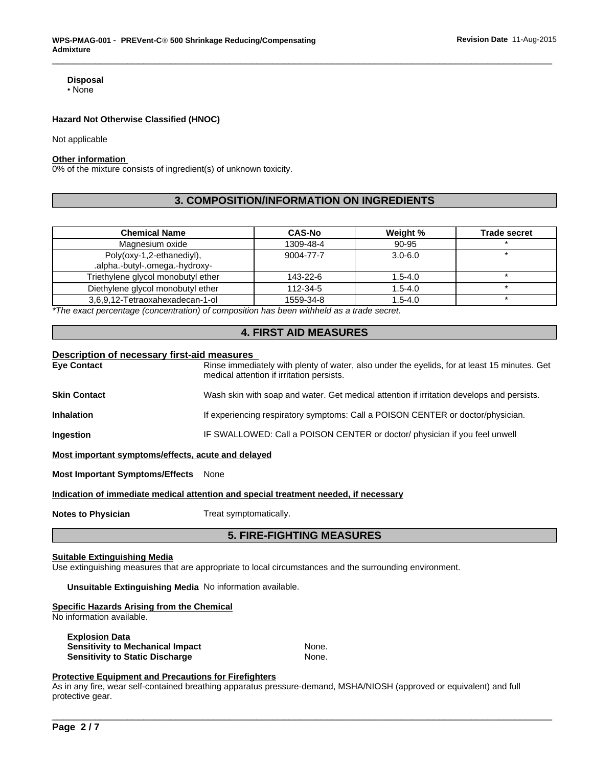**Disposal**

- None

**Hazard Not Otherwise Classified (HNOC)**

Not applicable

**Other information**

0% of the mixture consists of ingredient(s) of unknown toxicity.

## 3. COMPOSITION/INFORMATION ON INGREDIENTS

| Chemical Name | CAS-No | Weight % | Trade secret |
|---|---|---|---|
| Magnesium oxide | 1309-48-4 | 90-95 | * |
| Poly(oxy-1,2-ethanediyl), .alpha.-butyl-.omega.-hydroxy- | 9004-77-7 | 3.0-6.0 | * |
| Triethylene glycol monobutyl ether | 143-22-6 | 1.5-4.0 | * |
| Diethylene glycol monobutyl ether | 112-34-5 | 1.5-4.0 | * |
| 3,6,9,12-Tetraoxahexadecan-1-ol | 1559-34-8 | 1.5-4.0 | * |

**The exact percentage (concentration) of composition has been withheld as a trade secret.*

## 4. FIRST AID MEASURES

**Description of necessary first-aid measures**

**Eye Contact** Rinse immediately with plenty of water, also under the eyelids, for at least 15 minutes. Get medical attention if irritation persists.

**Skin Contact** Wash skin with soap and water. Get medical attention if irritation develops and persists.

**Inhalation** If experiencing respiratory symptoms: Call a POISON CENTER or doctor/physician.

**Ingestion** IF SWALLOWED: Call a POISON CENTER or doctor/ physician if you feel unwell

**Most important symptoms/effects, acute and delayed**

**Most Important Symptoms/Effects** None

**Indication of immediate medical attention and special treatment needed, if necessary**

**Notes to Physician** Treat symptomatically.

## 5. FIRE-FIGHTING MEASURES

**Suitable Extinguishing Media**

Use extinguishing measures that are appropriate to local circumstances and the surrounding environment.

**Unsuitable Extinguishing Media** No information available.

**Specific Hazards Arising from the Chemical**

No information available.

**Explosion Data**

**Sensitivity to Mechanical Impact** None.

**Sensitivity to Static Discharge** None.

**Protective Equipment and Precautions for Firefighters**

As in any fire, wear self-contained breathing apparatus pressure-demand, MSHA/NIOSH (approved or equivalent) and full protective gear.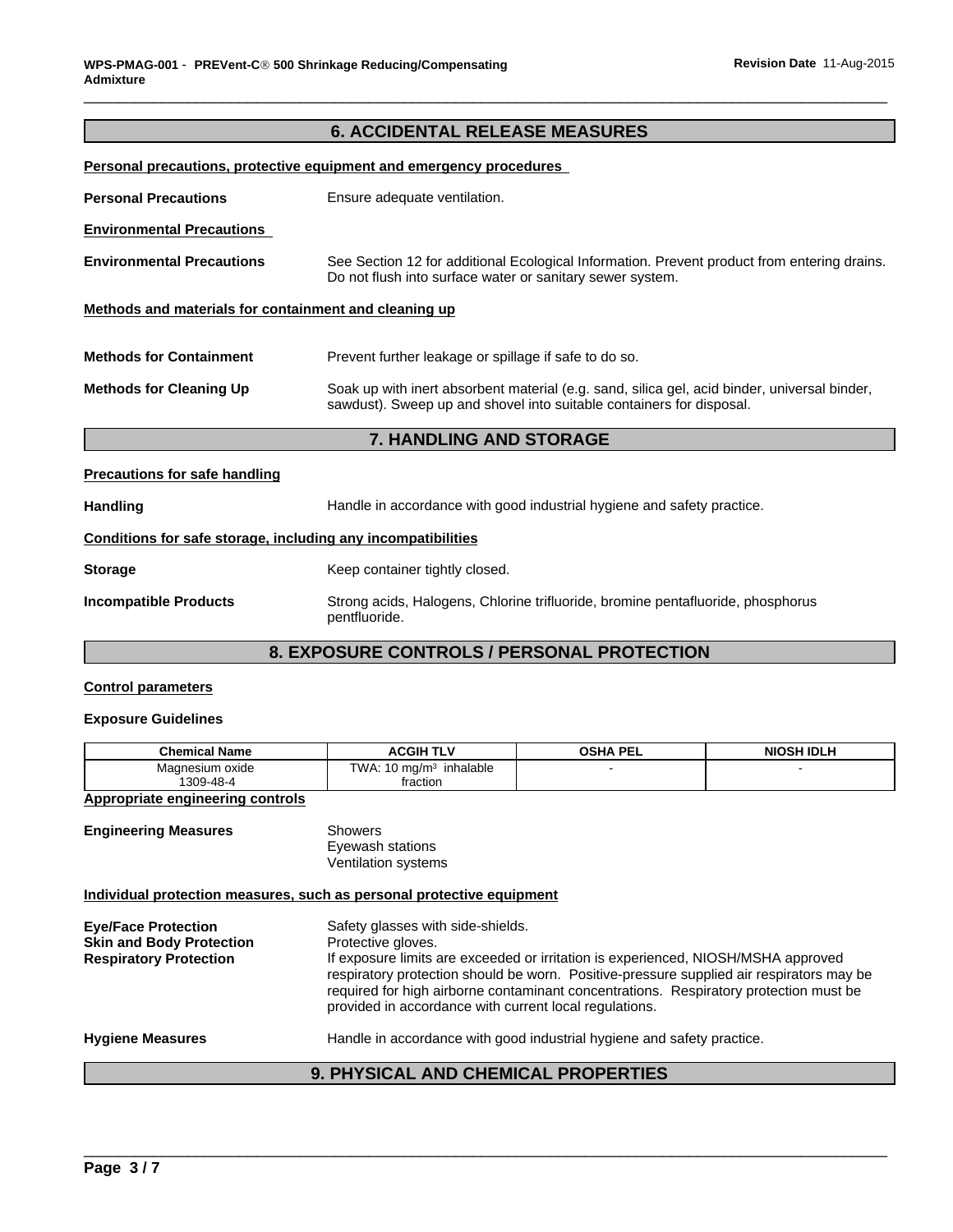## 6. ACCIDENTAL RELEASE MEASURES

**Personal precautions, protective equipment and emergency procedures**

**Personal Precautions** Ensure adequate ventilation.

**Environmental Precautions**

**Environmental Precautions** See Section 12 for additional Ecological Information. Prevent product from entering drains. Do not flush into surface water or sanitary sewer system.

**Methods and materials for containment and cleaning up**

**Methods for Containment** Prevent further leakage or spillage if safe to do so.

**Methods for Cleaning Up** Soak up with inert absorbent material (e.g. sand, silica gel, acid binder, universal binder, sawdust). Sweep up and shovel into suitable containers for disposal.

## 7. HANDLING AND STORAGE

**Precautions for safe handling**

**Handling** Handle in accordance with good industrial hygiene and safety practice.

**Conditions for safe storage, including any incompatibilities**

**Storage** Keep container tightly closed.

**Incompatible Products** Strong acids, Halogens, Chlorine trifluoride, bromine pentafluoride, phosphorus pentfluoride.

## 8. EXPOSURE CONTROLS / PERSONAL PROTECTION

**Control parameters**

**Exposure Guidelines**

| Chemical Name | ACGIH TLV | OSHA PEL | NIOSH IDLH |
|---|---|---|---|
| Magnesium oxide 1309-48-4 | TWA: 10 mg/m$^3$ inhalable fraction | - | - |

**Appropriate engineering controls**

**Engineering Measures**
Showers
Eyewash stations
Ventilation systems

**Individual protection measures, such as personal protective equipment**

**Eye/Face Protection** Safety glasses with side-shields.

**Skin and Body Protection** Protective gloves.

**Respiratory Protection** If exposure limits are exceeded or irritation is experienced, NIOSH/MSHA approved respiratory protection should be worn. Positive-pressure supplied air respirators may be required for high airborne contaminant concentrations. Respiratory protection must be provided in accordance with current local regulations.

**Hygiene Measures** Handle in accordance with good industrial hygiene and safety practice.

## 9. PHYSICAL AND CHEMICAL PROPERTIES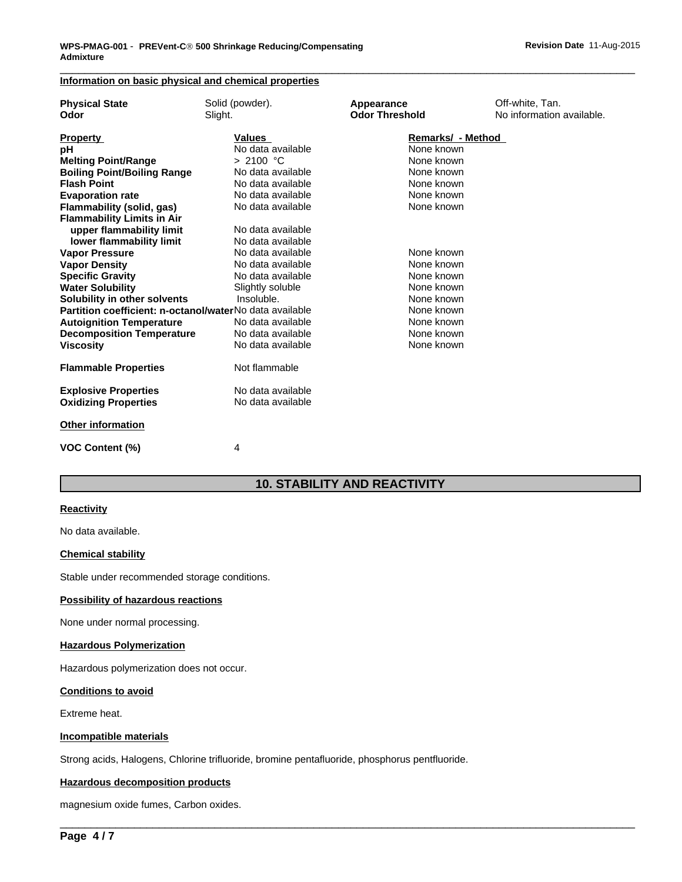### Information on basic physical and chemical properties

| | | | |
|---|---|---|---|
| **Physical State** | Solid (powder). | **Appearance** | Off-white, Tan. |
| **Odor** | Slight. | **Odor Threshold** | No information available. |

| **Property** | **Values** | **Remarks/ - Method** |
|---|---|---|
| **pH** | No data available | None known |
| **Melting Point/Range** | > 2100 °C | None known |
| **Boiling Point/Boiling Range** | No data available | None known |
| **Flash Point** | No data available | None known |
| **Evaporation rate** | No data available | None known |
| **Flammability (solid, gas)** | No data available | None known |
| **Flammability Limits in Air** | | |
| **upper flammability limit** | No data available | |
| **lower flammability limit** | No data available | |
| **Vapor Pressure** | No data available | None known |
| **Vapor Density** | No data available | None known |
| **Specific Gravity** | No data available | None known |
| **Water Solubility** | Slightly soluble | None known |
| **Solubility in other solvents** | Insoluble. | None known |
| **Partition coefficient: n-octanol/water** | No data available | None known |
| **Autoignition Temperature** | No data available | None known |
| **Decomposition Temperature** | No data available | None known |
| **Viscosity** | No data available | None known |
| **Flammable Properties** | Not flammable | |
| **Explosive Properties** | No data available | |
| **Oxidizing Properties** | No data available | |

**Other information**

**VOC Content (%)** 4

## 10. STABILITY AND REACTIVITY

**Reactivity**

No data available.

**Chemical stability**

Stable under recommended storage conditions.

**Possibility of hazardous reactions**

None under normal processing.

**Hazardous Polymerization**

Hazardous polymerization does not occur.

**Conditions to avoid**

Extreme heat.

**Incompatible materials**

Strong acids, Halogens, Chlorine trifluoride, bromine pentafluoride, phosphorus pentfluoride.

**Hazardous decomposition products**

magnesium oxide fumes, Carbon oxides.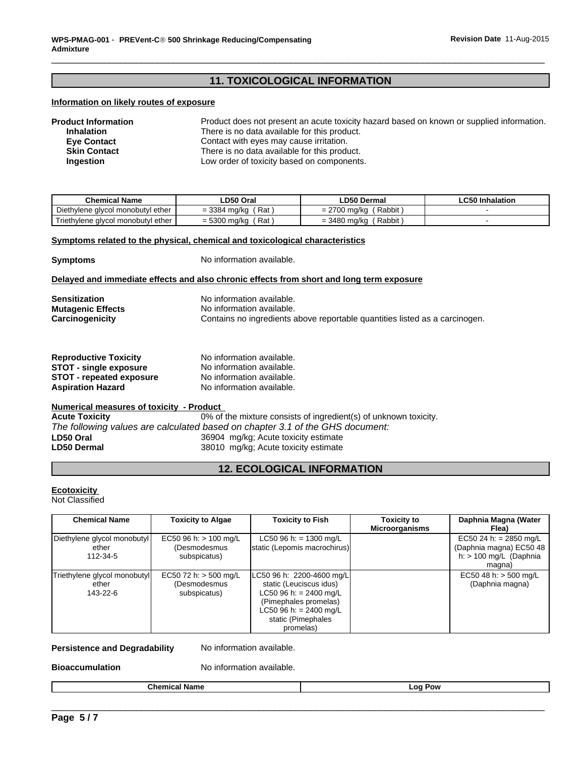## 11. TOXICOLOGICAL INFORMATION

**Information on likely routes of exposure**

**Product Information** Product does not present an acute toxicity hazard based on known or supplied information.
**Inhalation** There is no data available for this product.
**Eye Contact** Contact with eyes may cause irritation.
**Skin Contact** There is no data available for this product.
**Ingestion** Low order of toxicity based on components.

| Chemical Name | LD50 Oral | LD50 Dermal | LC50 Inhalation |
|---|---|---|---|
| Diethylene glycol monobutyl ether | = 3384 mg/kg ( Rat ) | = 2700 mg/kg ( Rabbit ) | - |
| Triethylene glycol monobutyl ether | = 5300 mg/kg ( Rat ) | = 3480 mg/kg ( Rabbit ) | - |

**Symptoms related to the physical, chemical and toxicological characteristics**

**Symptoms** No information available.

**Delayed and immediate effects and also chronic effects from short and long term exposure**

**Sensitization** No information available.
**Mutagenic Effects** No information available.
**Carcinogenicity** Contains no ingredients above reportable quantities listed as a carcinogen.

**Reproductive Toxicity** No information available.
**STOT - single exposure** No information available.
**STOT - repeated exposure** No information available.
**Aspiration Hazard** No information available.

**Numerical measures of toxicity - Product**
**Acute Toxicity** 0% of the mixture consists of ingredient(s) of unknown toxicity.
*The following values are calculated based on chapter 3.1 of the GHS document:*
**LD50 Oral** 36904 mg/kg; Acute toxicity estimate
**LD50 Dermal** 38010 mg/kg; Acute toxicity estimate

## 12. ECOLOGICAL INFORMATION

**Ecotoxicity**
Not Classified

| Chemical Name | Toxicity to Algae | Toxicity to Fish | Toxicity to Microorganisms | Daphnia Magna (Water Flea) |
|---|---|---|---|---|
| Diethylene glycol monobutyl ether 112-34-5 | EC50 96 h: > 100 mg/L (Desmodesmus subspicatus) | LC50 96 h: = 1300 mg/L static (Lepomis macrochirus) | | EC50 24 h: = 2850 mg/L (Daphnia magna) EC50 48 h: > 100 mg/L (Daphnia magna) |
| Triethylene glycol monobutyl ether 143-22-6 | EC50 72 h: > 500 mg/L (Desmodesmus subspicatus) | LC50 96 h: 2200-4600 mg/L static (Leuciscus idus) LC50 96 h: = 2400 mg/L (Pimephales promelas) LC50 96 h: = 2400 mg/L static (Pimephales promelas) | | EC50 48 h: > 500 mg/L (Daphnia magna) |

**Persistence and Degradability** No information available.

**Bioaccumulation** No information available.

| Chemical Name | Log Pow |
|---|---|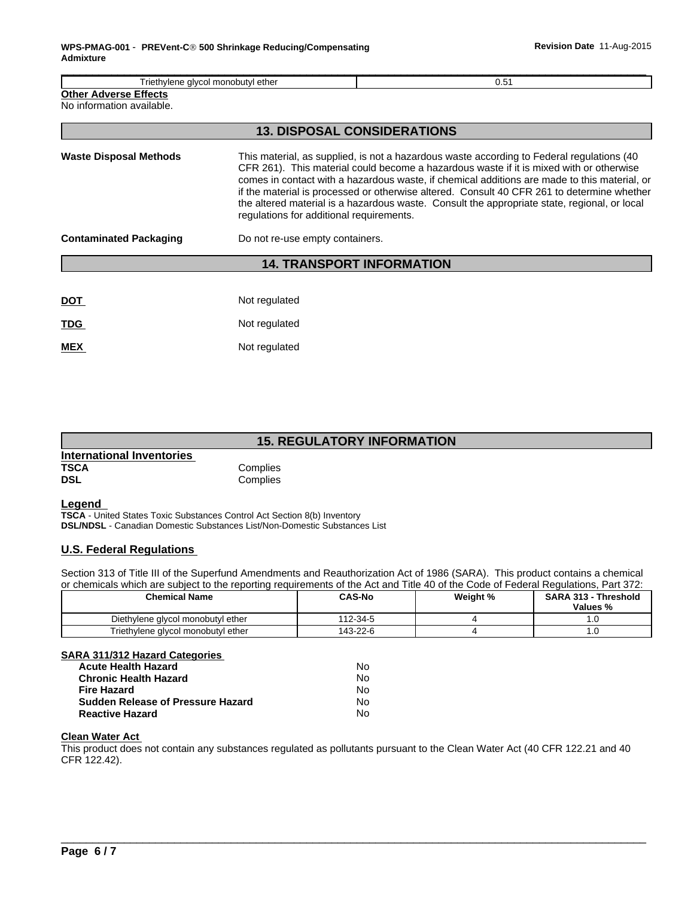| Triethylene glycol monobutyl ether | 0.51 |
|---|---|

**Other Adverse Effects**
No information available.

## 13. DISPOSAL CONSIDERATIONS

**Waste Disposal Methods** This material, as supplied, is not a hazardous waste according to Federal regulations (40 CFR 261). This material could become a hazardous waste if it is mixed with or otherwise comes in contact with a hazardous waste, if chemical additions are made to this material, or if the material is processed or otherwise altered. Consult 40 CFR 261 to determine whether the altered material is a hazardous waste. Consult the appropriate state, regional, or local regulations for additional requirements.

**Contaminated Packaging** Do not re-use empty containers.

## 14. TRANSPORT INFORMATION

**DOT** Not regulated

**TDG** Not regulated

**MEX** Not regulated

## 15. REGULATORY INFORMATION

**International Inventories**

**TSCA** Complies
**DSL** Complies

**Legend**
**TSCA** - United States Toxic Substances Control Act Section 8(b) Inventory
**DSL/NDSL** - Canadian Domestic Substances List/Non-Domestic Substances List

**U.S. Federal Regulations**

Section 313 of Title III of the Superfund Amendments and Reauthorization Act of 1986 (SARA). This product contains a chemical or chemicals which are subject to the reporting requirements of the Act and Title 40 of the Code of Federal Regulations, Part 372:

| Chemical Name | CAS-No | Weight % | SARA 313 - Threshold Values % |
|---|---|---|---|
| Diethylene glycol monobutyl ether | 112-34-5 | 4 | 1.0 |
| Triethylene glycol monobutyl ether | 143-22-6 | 4 | 1.0 |

**SARA 311/312 Hazard Categories**

| | |
|---|---|
| **Acute Health Hazard** | No |
| **Chronic Health Hazard** | No |
| **Fire Hazard** | No |
| **Sudden Release of Pressure Hazard** | No |
| **Reactive Hazard** | No |

**Clean Water Act**
This product does not contain any substances regulated as pollutants pursuant to the Clean Water Act (40 CFR 122.21 and 40 CFR 122.42).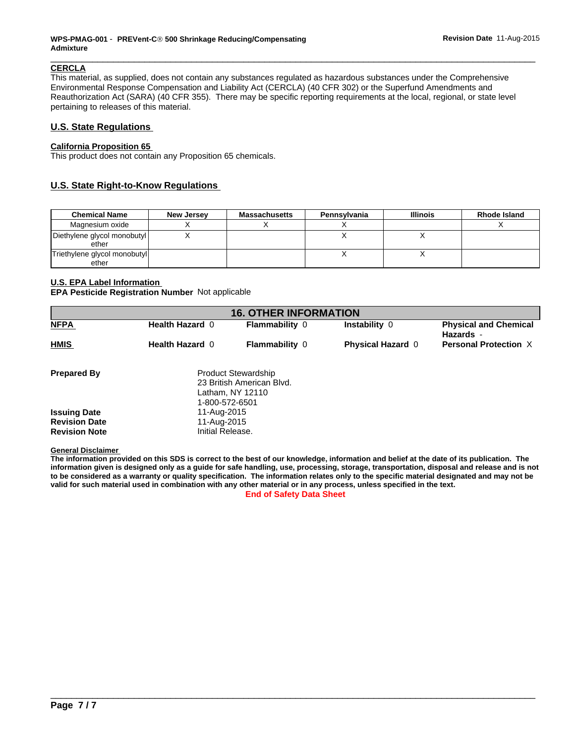### CERCLA

This material, as supplied, does not contain any substances regulated as hazardous substances under the Comprehensive Environmental Response Compensation and Liability Act (CERCLA) (40 CFR 302) or the Superfund Amendments and Reauthorization Act (SARA) (40 CFR 355). There may be specific reporting requirements at the local, regional, or state level pertaining to releases of this material.

## U.S. State Regulations

### California Proposition 65

This product does not contain any Proposition 65 chemicals.

## U.S. State Right-to-Know Regulations

| Chemical Name | New Jersey | Massachusetts | Pennsylvania | Illinois | Rhode Island |
|---|---|---|---|---|---|
| Magnesium oxide | X | X | X | | X |
| Diethylene glycol monobutyl ether | X | | X | X | |
| Triethylene glycol monobutyl ether | | | X | X | |

### U.S. EPA Label Information

**EPA Pesticide Registration Number** Not applicable

## 16. OTHER INFORMATION

| | | | | |
|---|---|---|---|---|
| **NFPA** | **Health Hazard** 0 | **Flammability** 0 | **Instability** 0 | **Physical and Chemical Hazards** - |
| **HMIS** | **Health Hazard** 0 | **Flammability** 0 | **Physical Hazard** 0 | **Personal Protection** X |

**Prepared By** Product Stewardship
23 British American Blvd.
Latham, NY 12110
1-800-572-6501

**Issuing Date** 11-Aug-2015
**Revision Date** 11-Aug-2015
**Revision Note** Initial Release.

### General Disclaimer

**The information provided on this SDS is correct to the best of our knowledge, information and belief at the date of its publication. The information given is designed only as a guide for safe handling, use, processing, storage, transportation, disposal and release and is not to be considered as a warranty or quality specification. The information relates only to the specific material designated and may not be valid for such material used in combination with any other material or in any process, unless specified in the text.**

**End of Safety Data Sheet**